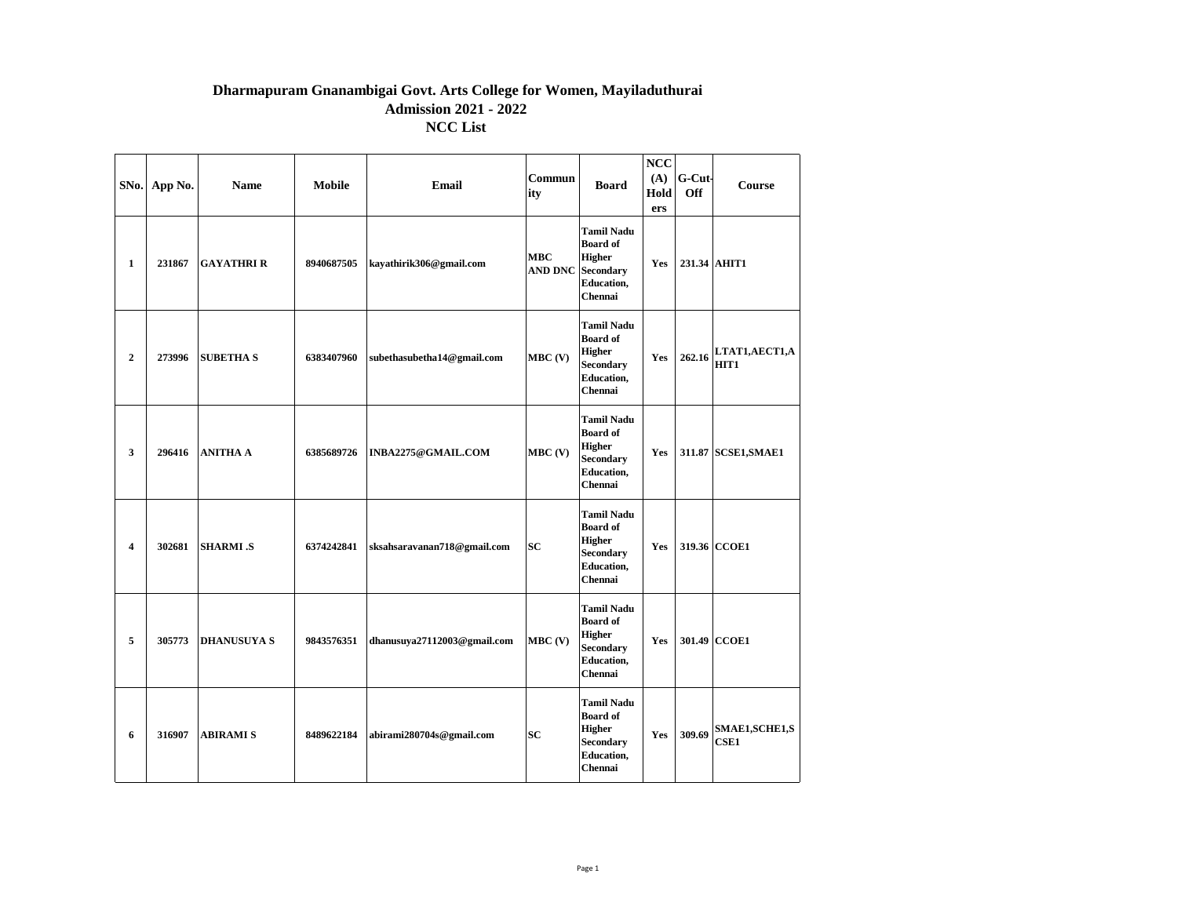# Dharmapuram Gnanambigai Govt. Arts College for Women, Mayiladuthurai

## Admission 2021 - 2022

## NCC List

| SNo. | App No. | Name | Mobile | Email | Community | Board | NCC (A) Holders | G-Cut-Off | Course |
|---|---|---|---|---|---|---|---|---|---|
| 1 | 231867 | GAYATHRI R | 8940687505 | kayathirik306@gmail.com | MBC AND DNC | Tamil Nadu Board of Higher Secondary Education, Chennai | Yes | 231.34 | AHIT1 |
| 2 | 273996 | SUBETHA S | 6383407960 | subethasubetha14@gmail.com | MBC (V) | Tamil Nadu Board of Higher Secondary Education, Chennai | Yes | 262.16 | LTAT1,AECT1,AHIT1 |
| 3 | 296416 | ANITHA A | 6385689726 | INBA2275@GMAIL.COM | MBC (V) | Tamil Nadu Board of Higher Secondary Education, Chennai | Yes | 311.87 | SCSE1,SMAE1 |
| 4 | 302681 | SHARMI .S | 6374242841 | sksahsaravanan718@gmail.com | SC | Tamil Nadu Board of Higher Secondary Education, Chennai | Yes | 319.36 | CCOE1 |
| 5 | 305773 | DHANUSUYA S | 9843576351 | dhanusuya27112003@gmail.com | MBC (V) | Tamil Nadu Board of Higher Secondary Education, Chennai | Yes | 301.49 | CCOE1 |
| 6 | 316907 | ABIRAMI S | 8489622184 | abirami280704s@gmail.com | SC | Tamil Nadu Board of Higher Secondary Education, Chennai | Yes | 309.69 | SMAE1,SCHE1,SCSE1 |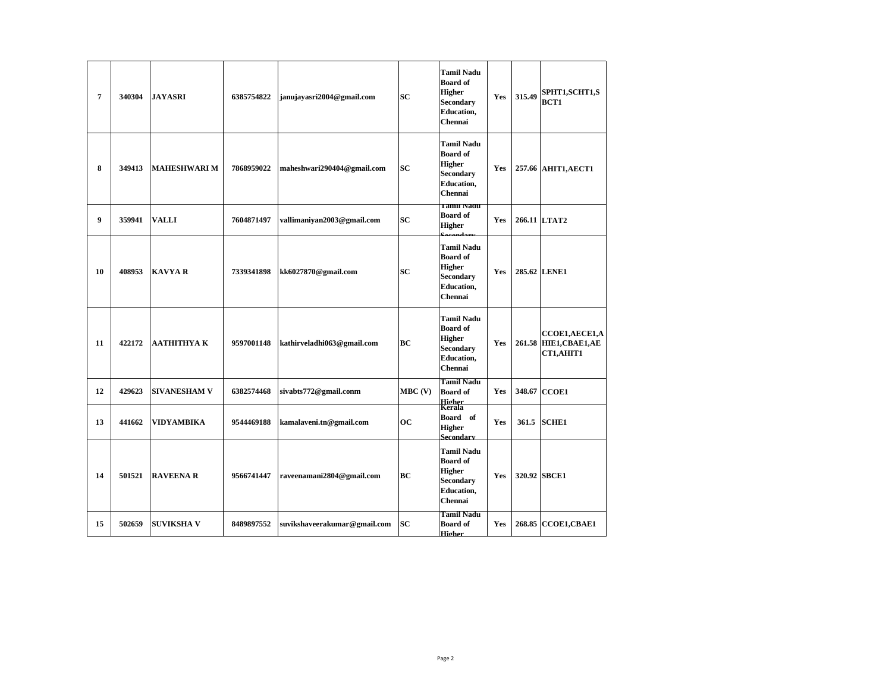| | | | | | | | | | |
|---|---|---|---|---|---|---|---|---|---|
| 7 | 340304 | JAYASRI | 6385754822 | janujayasri2004@gmail.com | SC | Tamil Nadu Board of Higher Secondary Education, Chennai | Yes | 315.49 | SPHT1,SCHT1,SBCT1 |
| 8 | 349413 | MAHESHWARI M | 7868959022 | maheshwari290404@gmail.com | SC | Tamil Nadu Board of Higher Secondary Education, Chennai | Yes | 257.66 | AHIT1,AECT1 |
| 9 | 359941 | VALLI | 7604871497 | vallimaniyan2003@gmail.com | SC | Tamil Nadu Board of Higher Secondary | Yes | 266.11 | LTAT2 |
| 10 | 408953 | KAVYA R | 7339341898 | kk6027870@gmail.com | SC | Tamil Nadu Board of Higher Secondary Education, Chennai | Yes | 285.62 | LENE1 |
| 11 | 422172 | AATHITHYA K | 9597001148 | kathirveladhi063@gmail.com | BC | Tamil Nadu Board of Higher Secondary Education, Chennai | Yes | 261.58 | CCOE1,AECE1,AHIE1,CBAE1,AECT1,AHIT1 |
| 12 | 429623 | SIVANESHAM V | 6382574468 | sivabts772@gmail.conm | MBC (V) | Tamil Nadu Board of Higher | Yes | 348.67 | CCOE1 |
| 13 | 441662 | VIDYAMBIKA | 9544469188 | kamalaveni.tn@gmail.com | OC | Kerala Board of Higher Secondary | Yes | 361.5 | SCHE1 |
| 14 | 501521 | RAVEENA R | 9566741447 | raveenamani2804@gmail.com | BC | Tamil Nadu Board of Higher Secondary Education, Chennai | Yes | 320.92 | SBCE1 |
| 15 | 502659 | SUVIKSHA V | 8489897552 | suvikshaveerakumar@gmail.com | SC | Tamil Nadu Board of Higher | Yes | 268.85 | CCOE1,CBAE1 |